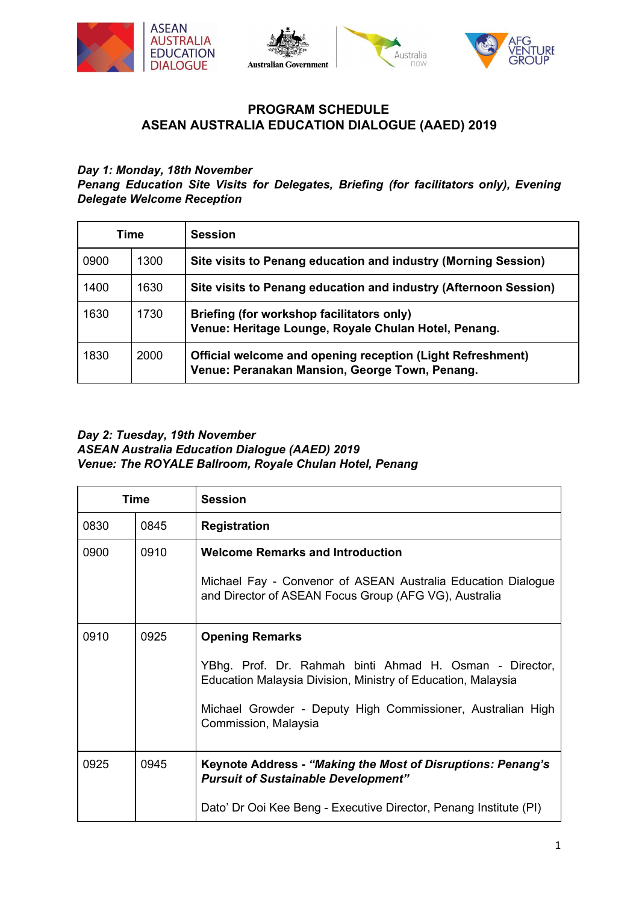# PROGRAM SCHEDULE
## ASEAN AUSTRALIA EDUCATION DIALOGUE (AAED) 2019

***Day 1: Monday, 18th November***
***Penang Education Site Visits for Delegates, Briefing (for facilitators only), Evening Delegate Welcome Reception***

| Time | | Session |
|---|---|---|
| 0900 | 1300 | **Site visits to Penang education and industry (Morning Session)** |
| 1400 | 1630 | **Site visits to Penang education and industry (Afternoon Session)** |
| 1630 | 1730 | **Briefing (for workshop facilitators only)**<br>**Venue: Heritage Lounge, Royale Chulan Hotel, Penang.** |
| 1830 | 2000 | **Official welcome and opening reception (Light Refreshment)**<br>**Venue: Peranakan Mansion, George Town, Penang.** |

***Day 2: Tuesday, 19th November***
***ASEAN Australia Education Dialogue (AAED) 2019***
***Venue: The ROYALE Ballroom, Royale Chulan Hotel, Penang***

| Time | | Session |
|---|---|---|
| 0830 | 0845 | **Registration** |
| 0900 | 0910 | **Welcome Remarks and Introduction**<br><br>Michael Fay - Convenor of ASEAN Australia Education Dialogue and Director of ASEAN Focus Group (AFG VG), Australia |
| 0910 | 0925 | **Opening Remarks**<br><br>YBhg. Prof. Dr. Rahmah binti Ahmad H. Osman - Director, Education Malaysia Division, Ministry of Education, Malaysia<br><br>Michael Growder - Deputy High Commissioner, Australian High Commission, Malaysia |
| 0925 | 0945 | **Keynote Address - *"Making the Most of Disruptions: Penang's Pursuit of Sustainable Development"***<br><br>Dato' Dr Ooi Kee Beng - Executive Director, Penang Institute (PI) |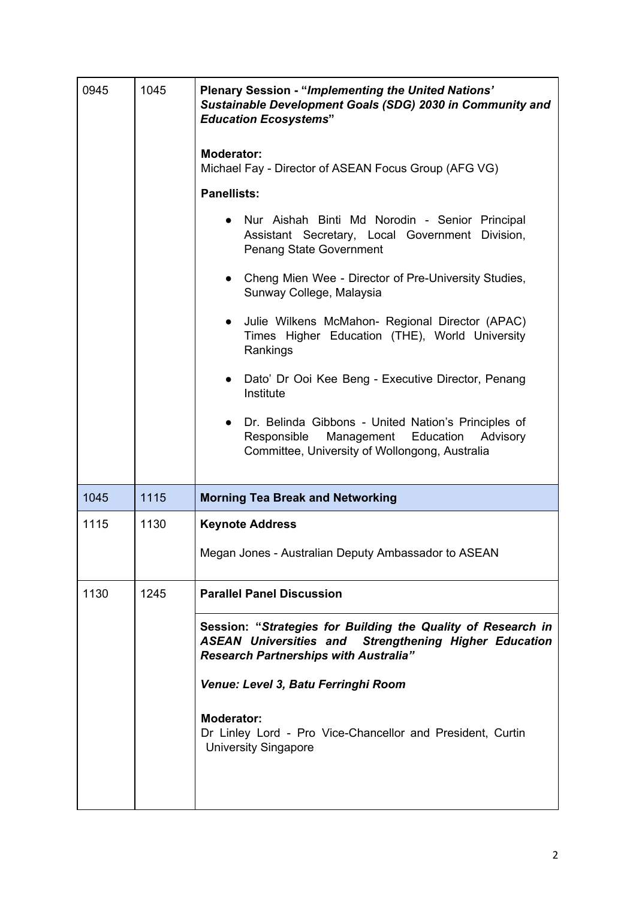| | | |
|---|---|---|
| 0945 | 1045 | **Plenary Session - "*Implementing the United Nations' Sustainable Development Goals (SDG) 2030 in Community and Education Ecosystems*"**<br><br>**Moderator:**<br>Michael Fay - Director of ASEAN Focus Group (AFG VG)<br><br>**Panellists:**<br>● Nur Aishah Binti Md Norodin - Senior Principal Assistant Secretary, Local Government Division, Penang State Government<br>● Cheng Mien Wee - Director of Pre-University Studies, Sunway College, Malaysia<br>● Julie Wilkens McMahon- Regional Director (APAC) Times Higher Education (THE), World University Rankings<br>● Dato' Dr Ooi Kee Beng - Executive Director, Penang Institute<br>● Dr. Belinda Gibbons - United Nation's Principles of Responsible Management Education Advisory Committee, University of Wollongong, Australia |
| 1045 | 1115 | **Morning Tea Break and Networking** |
| 1115 | 1130 | **Keynote Address**<br><br>Megan Jones - Australian Deputy Ambassador to ASEAN |
| 1130 | 1245 | **Parallel Panel Discussion** |
| | | **Session: "*Strategies for Building the Quality of Research in ASEAN Universities and Strengthening Higher Education Research Partnerships with Australia*"**<br><br>***Venue: Level 3, Batu Ferringhi Room***<br><br>**Moderator:**<br>Dr Linley Lord - Pro Vice-Chancellor and President, Curtin University Singapore |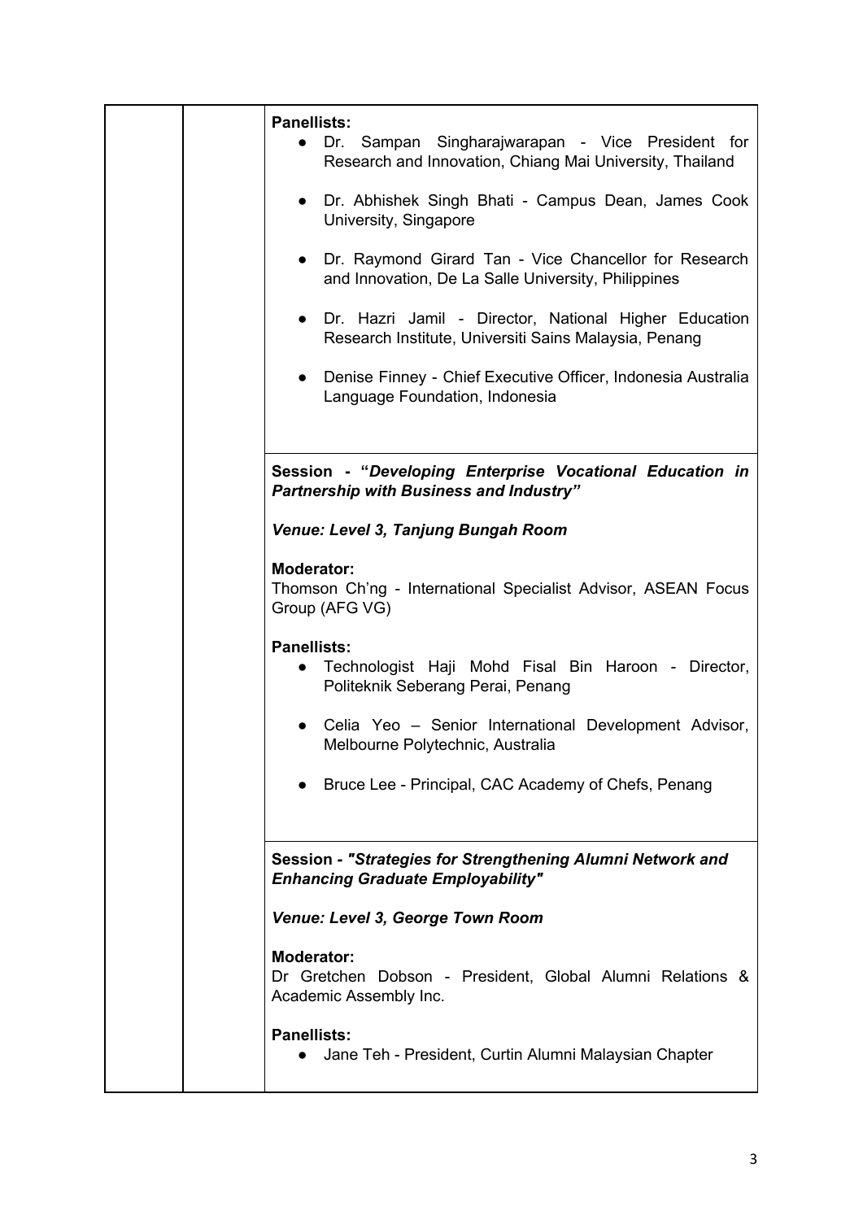| | | |
|---|---|---|
| | | **Panellists:**<br>• Dr. Sampan Singharajwarapan - Vice President for Research and Innovation, Chiang Mai University, Thailand<br>• Dr. Abhishek Singh Bhati - Campus Dean, James Cook University, Singapore<br>• Dr. Raymond Girard Tan - Vice Chancellor for Research and Innovation, De La Salle University, Philippines<br>• Dr. Hazri Jamil - Director, National Higher Education Research Institute, Universiti Sains Malaysia, Penang<br>• Denise Finney - Chief Executive Officer, Indonesia Australia Language Foundation, Indonesia |
| | | **Session - "*Developing Enterprise Vocational Education in Partnership with Business and Industry*"**<br><br>***Venue: Level 3, Tanjung Bungah Room***<br><br>**Moderator:**<br>Thomson Ch'ng - International Specialist Advisor, ASEAN Focus Group (AFG VG)<br><br>**Panellists:**<br>• Technologist Haji Mohd Fisal Bin Haroon - Director, Politeknik Seberang Perai, Penang<br>• Celia Yeo – Senior International Development Advisor, Melbourne Polytechnic, Australia<br>• Bruce Lee - Principal, CAC Academy of Chefs, Penang |
| | | **Session - *"Strategies for Strengthening Alumni Network and Enhancing Graduate Employability"***<br><br>***Venue: Level 3, George Town Room***<br><br>**Moderator:**<br>Dr Gretchen Dobson - President, Global Alumni Relations & Academic Assembly Inc.<br><br>**Panellists:**<br>• Jane Teh - President, Curtin Alumni Malaysian Chapter |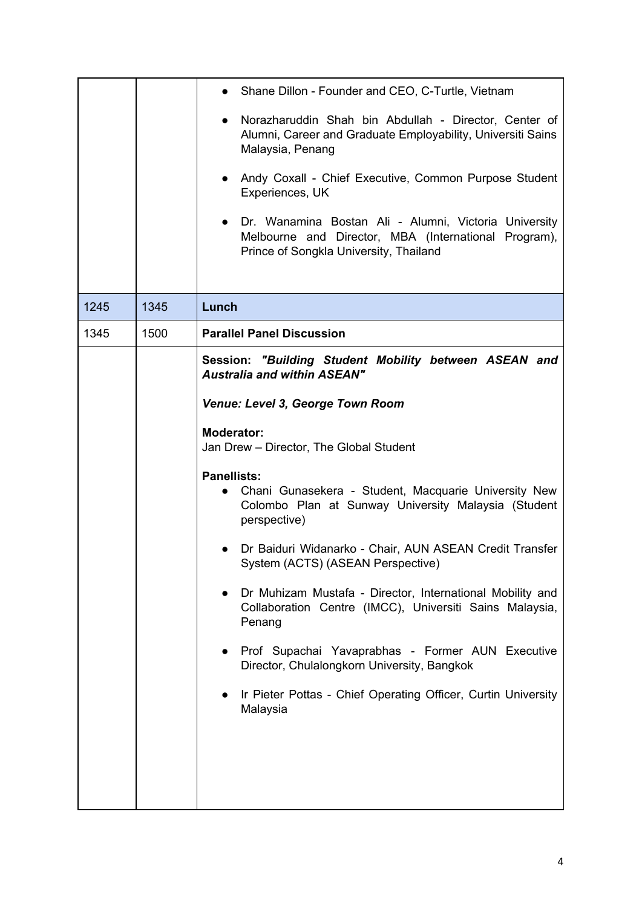| | | |
|---|---|---|
| | | • Shane Dillon - Founder and CEO, C-Turtle, Vietnam<br><br>• Norazharuddin Shah bin Abdullah - Director, Center of Alumni, Career and Graduate Employability, Universiti Sains Malaysia, Penang<br><br>• Andy Coxall - Chief Executive, Common Purpose Student Experiences, UK<br><br>• Dr. Wanamina Bostan Ali - Alumni, Victoria University Melbourne and Director, MBA (International Program), Prince of Songkla University, Thailand |
| 1245 | 1345 | **Lunch** |
| 1345 | 1500 | **Parallel Panel Discussion** |
| | | **Session: *"Building Student Mobility between ASEAN and Australia and within ASEAN"***<br><br>***Venue: Level 3, George Town Room***<br><br>**Moderator:**<br>Jan Drew – Director, The Global Student<br><br>**Panellists:**<br>• Chani Gunasekera - Student, Macquarie University New Colombo Plan at Sunway University Malaysia (Student perspective)<br><br>• Dr Baiduri Widanarko - Chair, AUN ASEAN Credit Transfer System (ACTS) (ASEAN Perspective)<br><br>• Dr Muhizam Mustafa - Director, International Mobility and Collaboration Centre (IMCC), Universiti Sains Malaysia, Penang<br><br>• Prof Supachai Yavaprabhas - Former AUN Executive Director, Chulalongkorn University, Bangkok<br><br>• Ir Pieter Pottas - Chief Operating Officer, Curtin University Malaysia |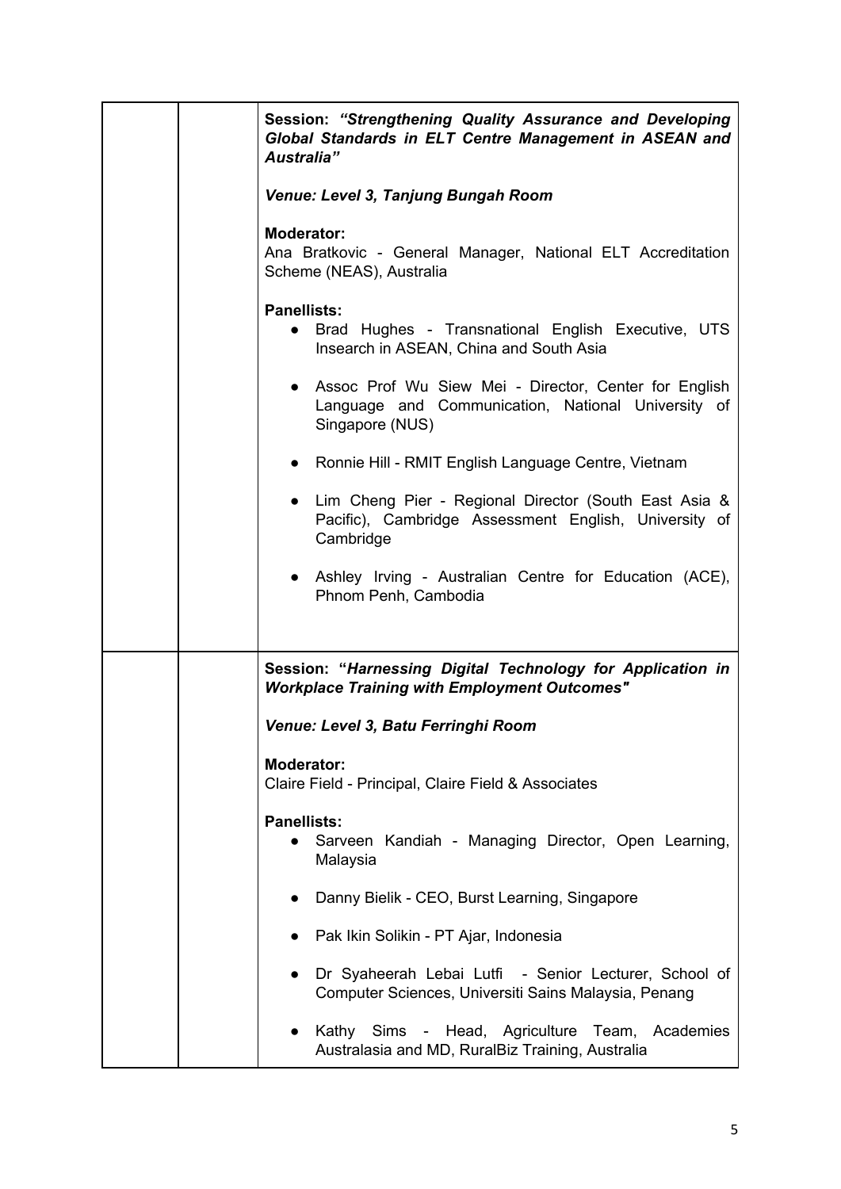| | | |
|---|---|---|
| | | **Session: *"Strengthening Quality Assurance and Developing Global Standards in ELT Centre Management in ASEAN and Australia"***<br><br>***Venue: Level 3, Tanjung Bungah Room***<br><br>**Moderator:**<br>Ana Bratkovic - General Manager, National ELT Accreditation Scheme (NEAS), Australia<br><br>**Panellists:**<br>• Brad Hughes - Transnational English Executive, UTS Insearch in ASEAN, China and South Asia<br>• Assoc Prof Wu Siew Mei - Director, Center for English Language and Communication, National University of Singapore (NUS)<br>• Ronnie Hill - RMIT English Language Centre, Vietnam<br>• Lim Cheng Pier - Regional Director (South East Asia & Pacific), Cambridge Assessment English, University of Cambridge<br>• Ashley Irving - Australian Centre for Education (ACE), Phnom Penh, Cambodia |
| | | **Session: "*Harnessing Digital Technology for Application in Workplace Training with Employment Outcomes*"**<br><br>***Venue: Level 3, Batu Ferringhi Room***<br><br>**Moderator:**<br>Claire Field - Principal, Claire Field & Associates<br><br>**Panellists:**<br>• Sarveen Kandiah - Managing Director, Open Learning, Malaysia<br>• Danny Bielik - CEO, Burst Learning, Singapore<br>• Pak Ikin Solikin - PT Ajar, Indonesia<br>• Dr Syaheerah Lebai Lutfi - Senior Lecturer, School of Computer Sciences, Universiti Sains Malaysia, Penang<br>• Kathy Sims - Head, Agriculture Team, Academies Australasia and MD, RuralBiz Training, Australia |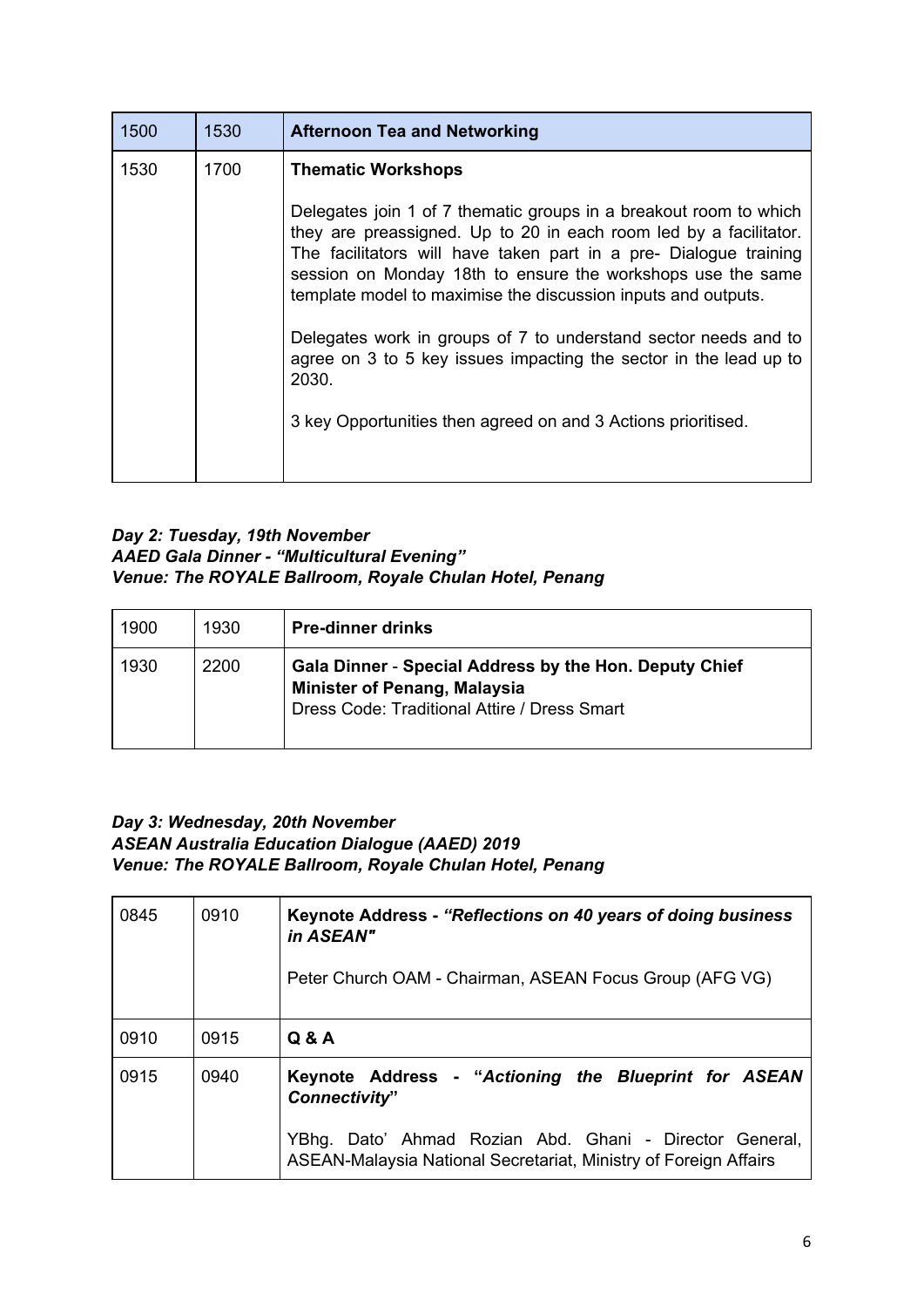| 1500 | 1530 | **Afternoon Tea and Networking** |
|---|---|---|
| 1530 | 1700 | **Thematic Workshops**<br><br>Delegates join 1 of 7 thematic groups in a breakout room to which they are preassigned. Up to 20 in each room led by a facilitator. The facilitators will have taken part in a pre- Dialogue training session on Monday 18th to ensure the workshops use the same template model to maximise the discussion inputs and outputs.<br><br>Delegates work in groups of 7 to understand sector needs and to agree on 3 to 5 key issues impacting the sector in the lead up to 2030.<br><br>3 key Opportunities then agreed on and 3 Actions prioritised. |

***Day 2: Tuesday, 19th November***
***AAED Gala Dinner - "Multicultural Evening"***
***Venue: The ROYALE Ballroom, Royale Chulan Hotel, Penang***

| 1900 | 1930 | **Pre-dinner drinks** |
|---|---|---|
| 1930 | 2200 | **Gala Dinner** - **Special Address by the Hon. Deputy Chief Minister of Penang, Malaysia**<br>Dress Code: Traditional Attire / Dress Smart |

***Day 3: Wednesday, 20th November***
***ASEAN Australia Education Dialogue (AAED) 2019***
***Venue: The ROYALE Ballroom, Royale Chulan Hotel, Penang***

| 0845 | 0910 | **Keynote Address - *"Reflections on 40 years of doing business in ASEAN"***<br><br>Peter Church OAM - Chairman, ASEAN Focus Group (AFG VG) |
|---|---|---|
| 0910 | 0915 | **Q & A** |
| 0915 | 0940 | **Keynote Address - "*Actioning the Blueprint for ASEAN Connectivity*"**<br><br>YBhg. Dato' Ahmad Rozian Abd. Ghani - Director General, ASEAN-Malaysia National Secretariat, Ministry of Foreign Affairs |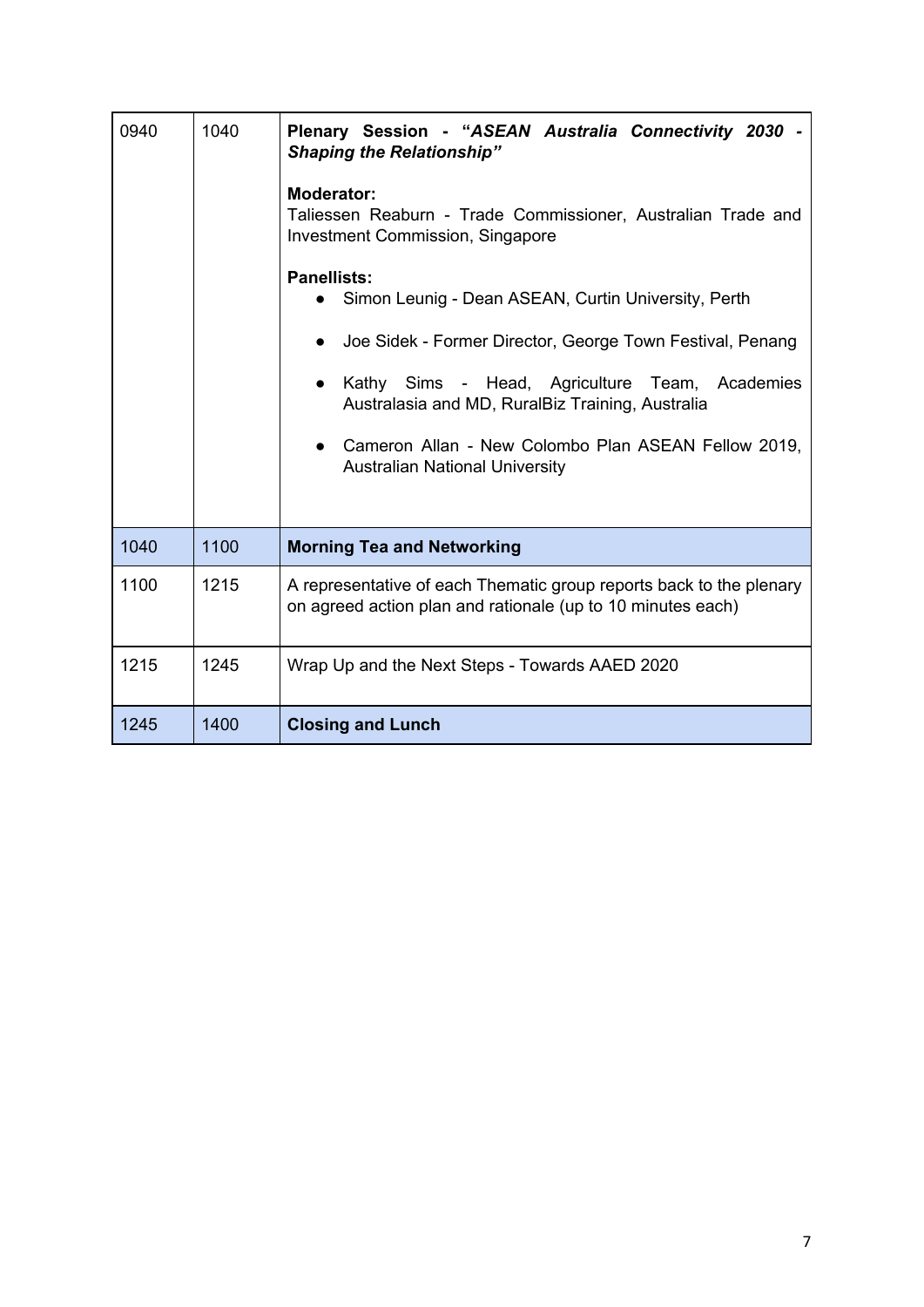| | | |
|---|---|---|
| 0940 | 1040 | **Plenary Session - "*ASEAN Australia Connectivity 2030 - Shaping the Relationship*"**<br><br>**Moderator:**<br>Taliessen Reaburn - Trade Commissioner, Australian Trade and Investment Commission, Singapore<br><br>**Panellists:**<br>• Simon Leunig - Dean ASEAN, Curtin University, Perth<br>• Joe Sidek - Former Director, George Town Festival, Penang<br>• Kathy Sims - Head, Agriculture Team, Academies Australasia and MD, RuralBiz Training, Australia<br>• Cameron Allan - New Colombo Plan ASEAN Fellow 2019, Australian National University |
| 1040 | 1100 | **Morning Tea and Networking** |
| 1100 | 1215 | A representative of each Thematic group reports back to the plenary on agreed action plan and rationale (up to 10 minutes each) |
| 1215 | 1245 | Wrap Up and the Next Steps - Towards AAED 2020 |
| 1245 | 1400 | **Closing and Lunch** |